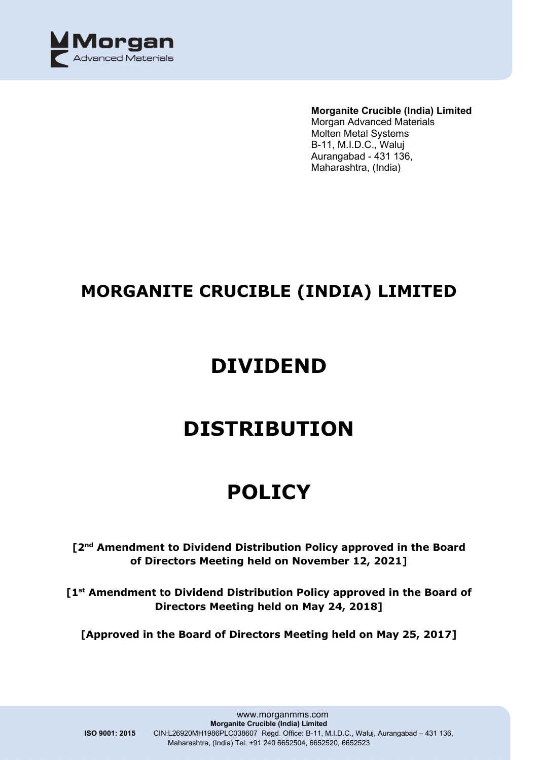**Morganite Crucible (India) Limited**
Morgan Advanced Materials
Molten Metal Systems
B-11, M.I.D.C., Waluj
Aurangabad - 431 136,
Maharashtra, (India)

# MORGANITE CRUCIBLE (INDIA) LIMITED

# DIVIDEND

# DISTRIBUTION

# POLICY

**[2nd Amendment to Dividend Distribution Policy approved in the Board of Directors Meeting held on November 12, 2021]**

**[1st Amendment to Dividend Distribution Policy approved in the Board of Directors Meeting held on May 24, 2018]**

**[Approved in the Board of Directors Meeting held on May 25, 2017]**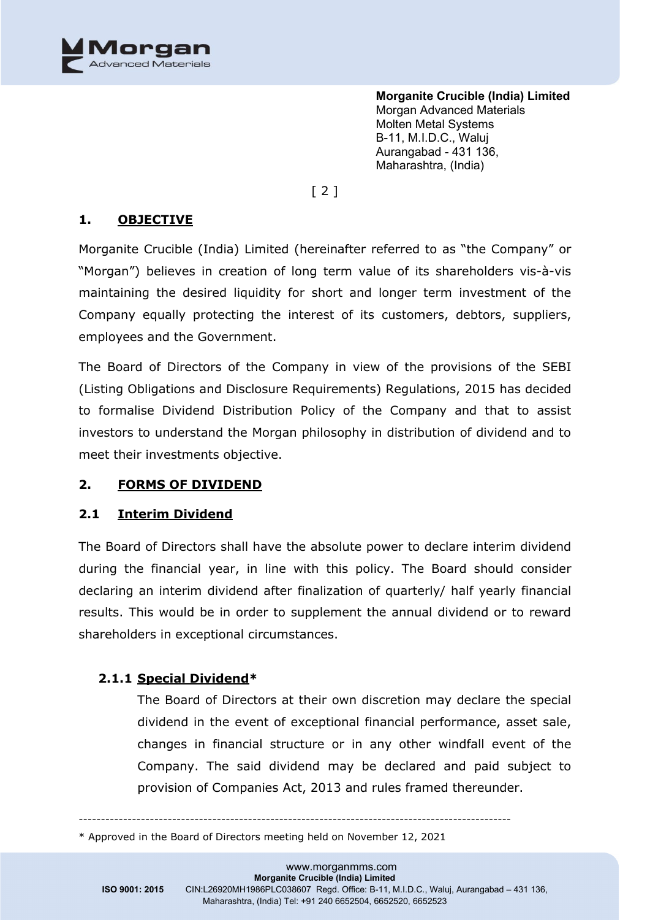## 1. OBJECTIVE

Morganite Crucible (India) Limited (hereinafter referred to as "the Company" or "Morgan") believes in creation of long term value of its shareholders vis-à-vis maintaining the desired liquidity for short and longer term investment of the Company equally protecting the interest of its customers, debtors, suppliers, employees and the Government.

The Board of Directors of the Company in view of the provisions of the SEBI (Listing Obligations and Disclosure Requirements) Regulations, 2015 has decided to formalise Dividend Distribution Policy of the Company and that to assist investors to understand the Morgan philosophy in distribution of dividend and to meet their investments objective.

## 2. FORMS OF DIVIDEND

### 2.1 Interim Dividend

The Board of Directors shall have the absolute power to declare interim dividend during the financial year, in line with this policy. The Board should consider declaring an interim dividend after finalization of quarterly/ half yearly financial results. This would be in order to supplement the annual dividend or to reward shareholders in exceptional circumstances.

#### 2.1.1 Special Dividend*

The Board of Directors at their own discretion may declare the special dividend in the event of exceptional financial performance, asset sale, changes in financial structure or in any other windfall event of the Company. The said dividend may be declared and paid subject to provision of Companies Act, 2013 and rules framed thereunder.

---

* Approved in the Board of Directors meeting held on November 12, 2021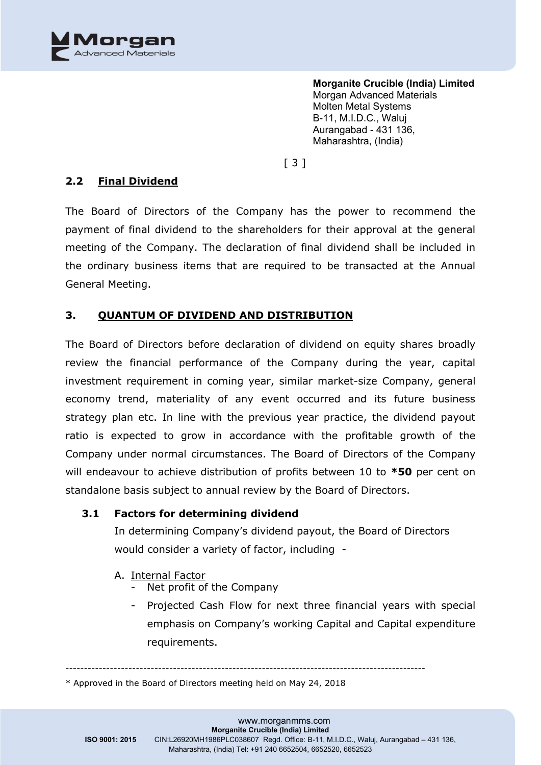## 2.2 Final Dividend

The Board of Directors of the Company has the power to recommend the payment of final dividend to the shareholders for their approval at the general meeting of the Company. The declaration of final dividend shall be included in the ordinary business items that are required to be transacted at the Annual General Meeting.

## 3. QUANTUM OF DIVIDEND AND DISTRIBUTION

The Board of Directors before declaration of dividend on equity shares broadly review the financial performance of the Company during the year, capital investment requirement in coming year, similar market-size Company, general economy trend, materiality of any event occurred and its future business strategy plan etc. In line with the previous year practice, the dividend payout ratio is expected to grow in accordance with the profitable growth of the Company under normal circumstances. The Board of Directors of the Company will endeavour to achieve distribution of profits between 10 to **\*50** per cent on standalone basis subject to annual review by the Board of Directors.

### 3.1 Factors for determining dividend

In determining Company's dividend payout, the Board of Directors would consider a variety of factor, including -

A. Internal Factor
   - Net profit of the Company
   - Projected Cash Flow for next three financial years with special emphasis on Company's working Capital and Capital expenditure requirements.

---

\* Approved in the Board of Directors meeting held on May 24, 2018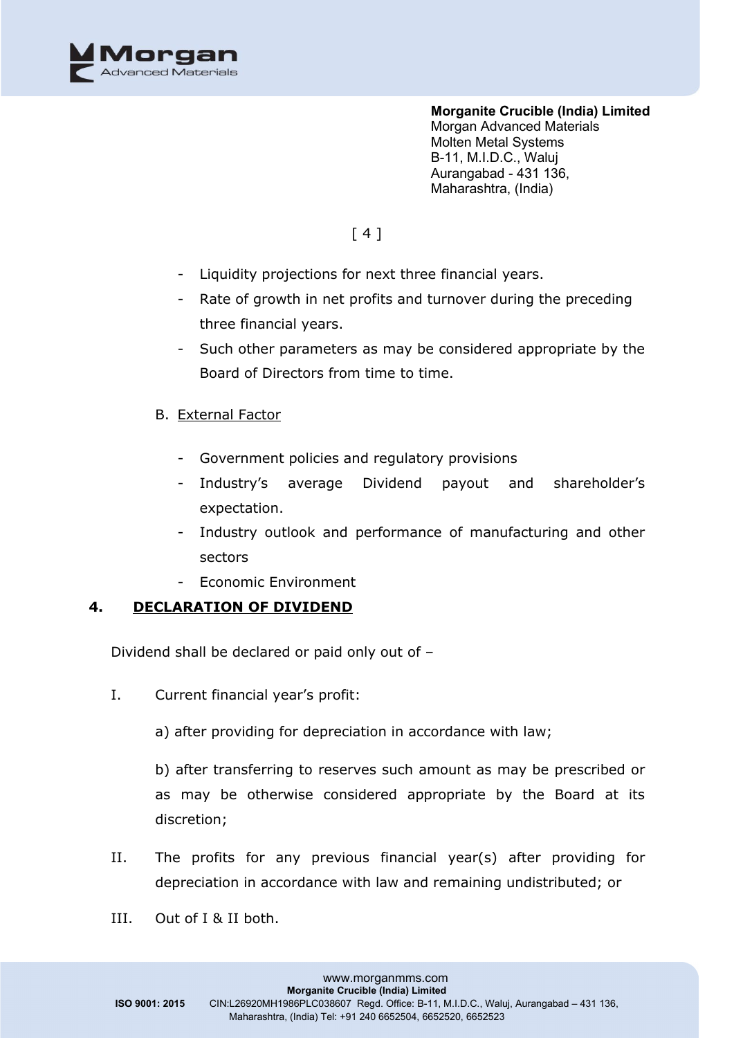- Liquidity projections for next three financial years.
- Rate of growth in net profits and turnover during the preceding three financial years.
- Such other parameters as may be considered appropriate by the Board of Directors from time to time.

B. External Factor

- Government policies and regulatory provisions
- Industry's average Dividend payout and shareholder's expectation.
- Industry outlook and performance of manufacturing and other sectors
- Economic Environment

## 4. DECLARATION OF DIVIDEND

Dividend shall be declared or paid only out of –

I. Current financial year's profit:

a) after providing for depreciation in accordance with law;

b) after transferring to reserves such amount as may be prescribed or as may be otherwise considered appropriate by the Board at its discretion;

II. The profits for any previous financial year(s) after providing for depreciation in accordance with law and remaining undistributed; or

III. Out of I & II both.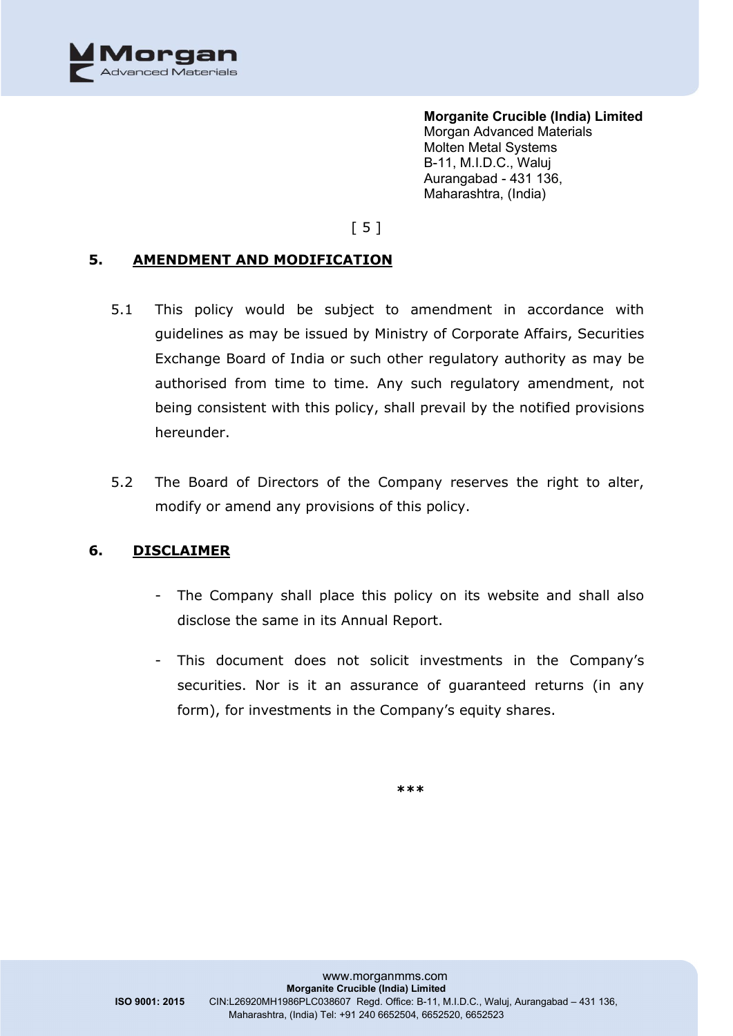## 5. AMENDMENT AND MODIFICATION

5.1 This policy would be subject to amendment in accordance with guidelines as may be issued by Ministry of Corporate Affairs, Securities Exchange Board of India or such other regulatory authority as may be authorised from time to time. Any such regulatory amendment, not being consistent with this policy, shall prevail by the notified provisions hereunder.

5.2 The Board of Directors of the Company reserves the right to alter, modify or amend any provisions of this policy.

## 6. DISCLAIMER

- The Company shall place this policy on its website and shall also disclose the same in its Annual Report.
- This document does not solicit investments in the Company's securities. Nor is it an assurance of guaranteed returns (in any form), for investments in the Company's equity shares.

***